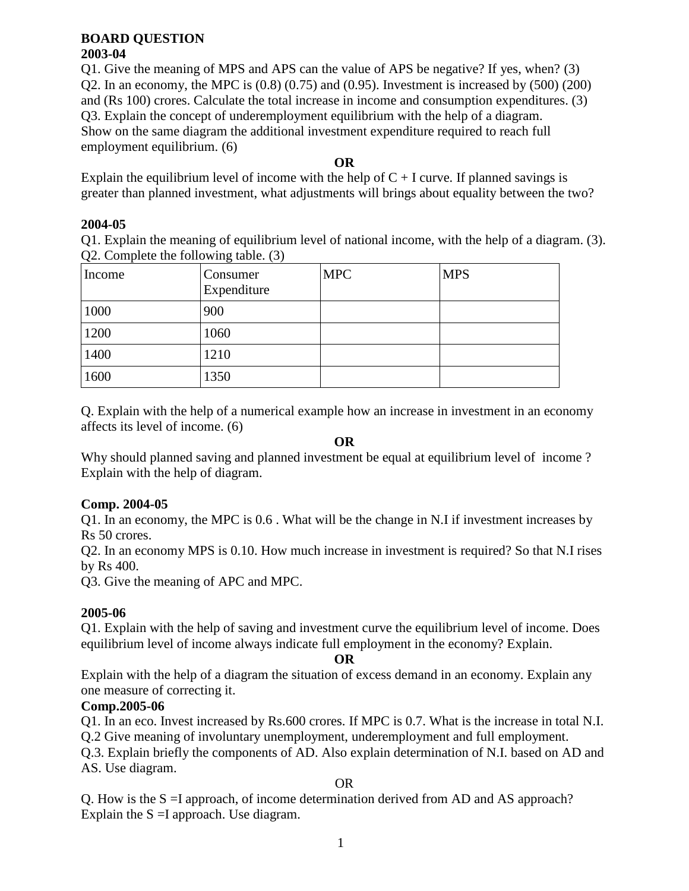**BOARD QUESTION**
**2003-04**

Q1. Give the meaning of MPS and APS can the value of APS be negative? If yes, when? (3)
Q2. In an economy, the MPC is (0.8) (0.75) and (0.95). Investment is increased by (500) (200) and (Rs 100) crores. Calculate the total increase in income and consumption expenditures. (3)
Q3. Explain the concept of underemployment equilibrium with the help of a diagram. Show on the same diagram the additional investment expenditure required to reach full employment equilibrium. (6)

**OR**

Explain the equilibrium level of income with the help of C + I curve. If planned savings is greater than planned investment, what adjustments will brings about equality between the two?

**2004-05**

Q1. Explain the meaning of equilibrium level of national income, with the help of a diagram. (3).
Q2. Complete the following table. (3)

| Income | Consumer Expenditure | MPC | MPS |
|---|---|---|---|
| 1000 | 900 | | |
| 1200 | 1060 | | |
| 1400 | 1210 | | |
| 1600 | 1350 | | |

Q. Explain with the help of a numerical example how an increase in investment in an economy affects its level of income. (6)

**OR**

Why should planned saving and planned investment be equal at equilibrium level of income ? Explain with the help of diagram.

**Comp. 2004-05**

Q1. In an economy, the MPC is 0.6 . What will be the change in N.I if investment increases by Rs 50 crores.
Q2. In an economy MPS is 0.10. How much increase in investment is required? So that N.I rises by Rs 400.
Q3. Give the meaning of APC and MPC.

**2005-06**

Q1. Explain with the help of saving and investment curve the equilibrium level of income. Does equilibrium level of income always indicate full employment in the economy? Explain.

**OR**

Explain with the help of a diagram the situation of excess demand in an economy. Explain any one measure of correcting it.

**Comp.2005-06**

Q1. In an eco. Invest increased by Rs.600 crores. If MPC is 0.7. What is the increase in total N.I.
Q.2 Give meaning of involuntary unemployment, underemployment and full employment.
Q.3. Explain briefly the components of AD. Also explain determination of N.I. based on AD and AS. Use diagram.

OR

Q. How is the S =I approach, of income determination derived from AD and AS approach? Explain the S =I approach. Use diagram.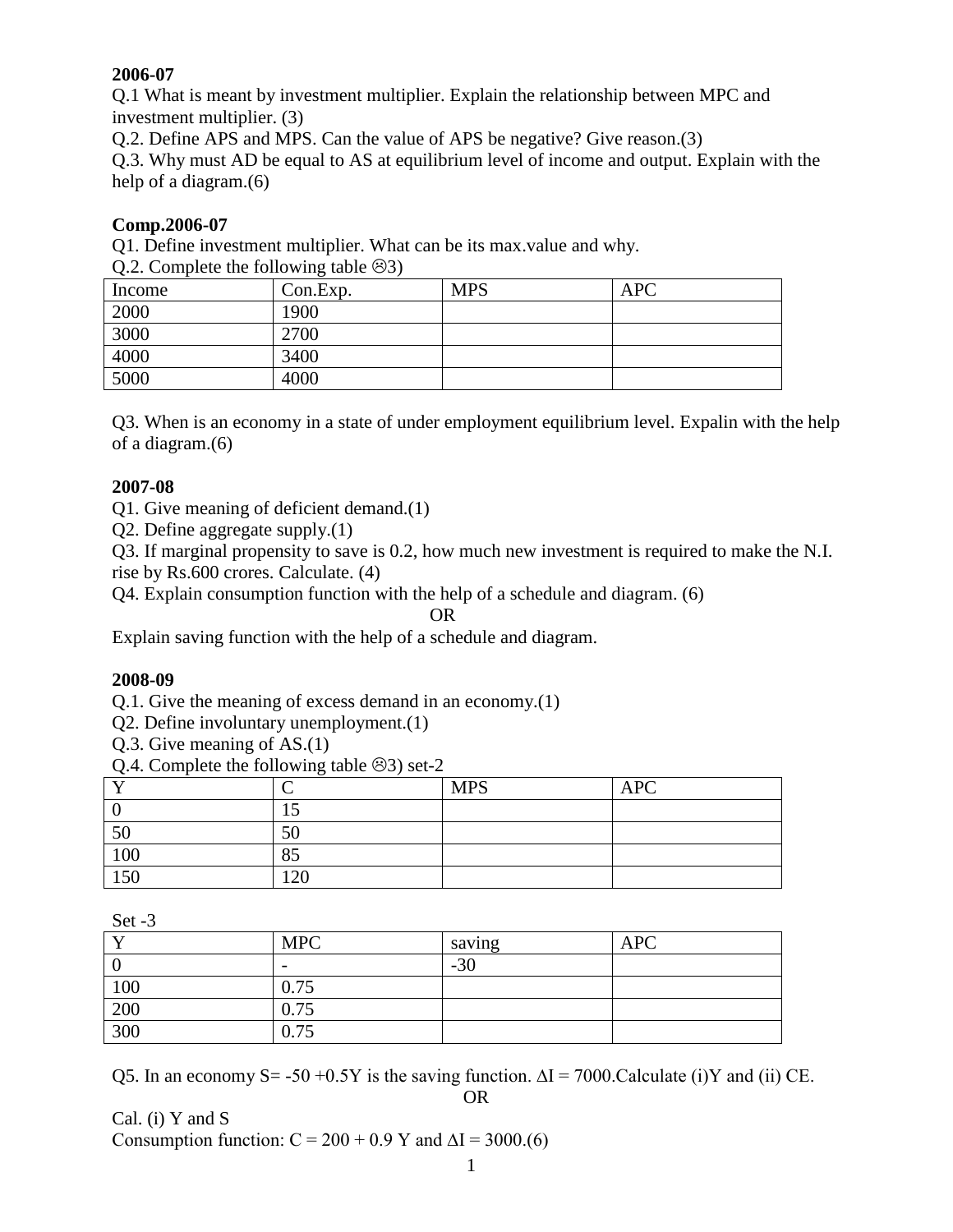**2006-07**

Q.1 What is meant by investment multiplier. Explain the relationship between MPC and investment multiplier. (3)

Q.2. Define APS and MPS. Can the value of APS be negative? Give reason.(3)

Q.3. Why must AD be equal to AS at equilibrium level of income and output. Explain with the help of a diagram.(6)

**Comp.2006-07**

Q1. Define investment multiplier. What can be its max.value and why.

Q.2. Complete the following table ☹3)

| Income | Con.Exp. | MPS | APC |
|---|---|---|---|
| 2000 | 1900 | | |
| 3000 | 2700 | | |
| 4000 | 3400 | | |
| 5000 | 4000 | | |

Q3. When is an economy in a state of under employment equilibrium level. Expalin with the help of a diagram.(6)

**2007-08**

Q1. Give meaning of deficient demand.(1)

Q2. Define aggregate supply.(1)

Q3. If marginal propensity to save is 0.2, how much new investment is required to make the N.I. rise by Rs.600 crores. Calculate. (4)

Q4. Explain consumption function with the help of a schedule and diagram. (6)

OR

Explain saving function with the help of a schedule and diagram.

**2008-09**

Q.1. Give the meaning of excess demand in an economy.(1)

Q2. Define involuntary unemployment.(1)

Q.3. Give meaning of AS.(1)

Q.4. Complete the following table ☹3) set-2

| Y | C | MPS | APC |
|---|---|---|---|
| 0 | 15 | | |
| 50 | 50 | | |
| 100 | 85 | | |
| 150 | 120 | | |

Set -3

| Y | MPC | saving | APC |
|---|---|---|---|
| 0 | - | -30 | |
| 100 | 0.75 | | |
| 200 | 0.75 | | |
| 300 | 0.75 | | |

Q5. In an economy $S = -50 + 0.5Y$ is the saving function. $\Delta I = 7000$.Calculate (i)Y and (ii) CE.

OR

Cal. (i) Y and S

Consumption function: $C = 200 + 0.9\ Y$ and $\Delta I = 3000$.(6)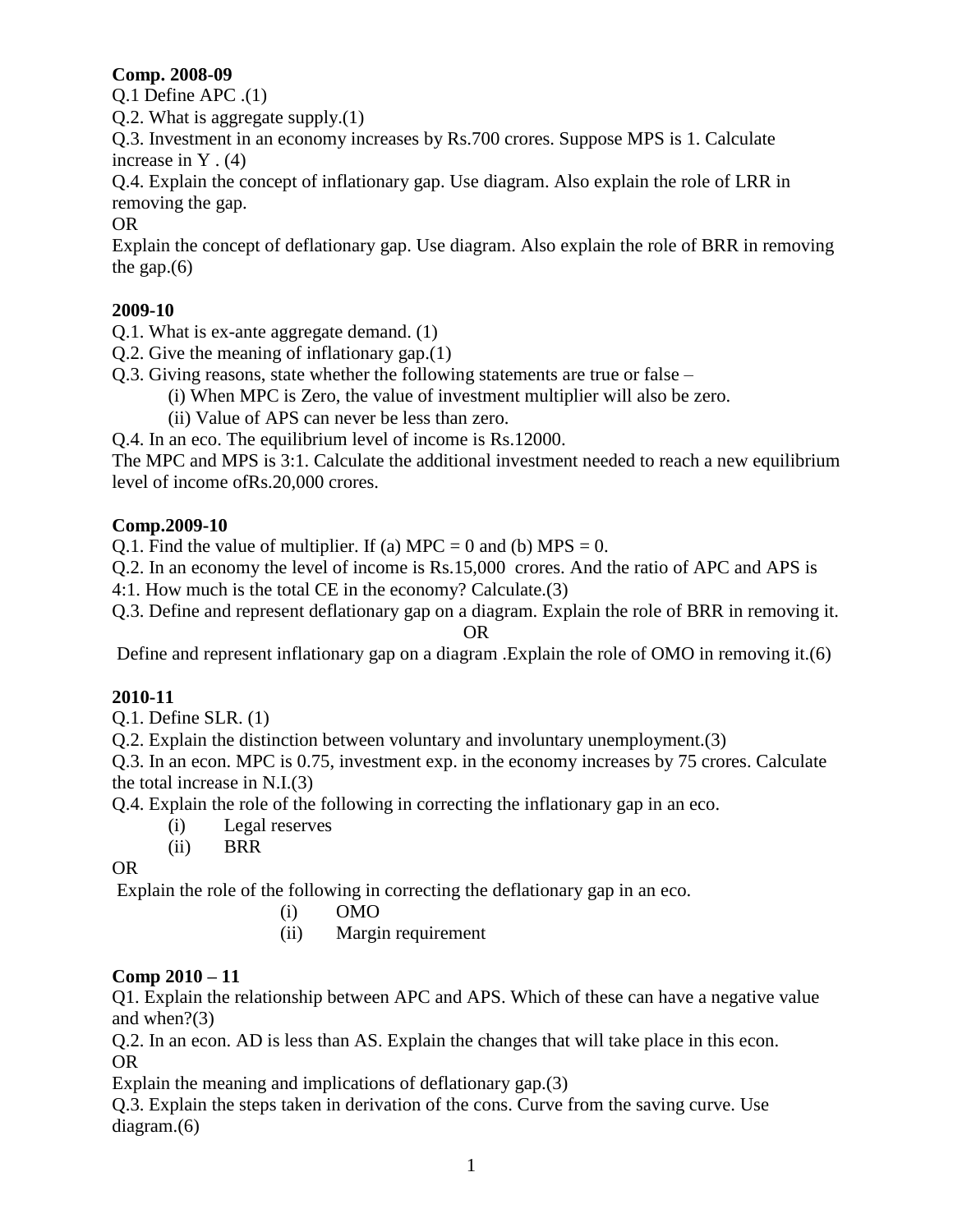**Comp. 2008-09**

Q.1 Define APC .(1)

Q.2. What is aggregate supply.(1)

Q.3. Investment in an economy increases by Rs.700 crores. Suppose MPS is 1. Calculate increase in Y . (4)

Q.4. Explain the concept of inflationary gap. Use diagram. Also explain the role of LRR in removing the gap.

OR

Explain the concept of deflationary gap. Use diagram. Also explain the role of BRR in removing the gap.(6)

**2009-10**

Q.1. What is ex-ante aggregate demand. (1)

Q.2. Give the meaning of inflationary gap.(1)

Q.3. Giving reasons, state whether the following statements are true or false –

(i) When MPC is Zero, the value of investment multiplier will also be zero.

(ii) Value of APS can never be less than zero.

Q.4. In an eco. The equilibrium level of income is Rs.12000.

The MPC and MPS is 3:1. Calculate the additional investment needed to reach a new equilibrium level of income ofRs.20,000 crores.

**Comp.2009-10**

Q.1. Find the value of multiplier. If (a) MPC = 0 and (b) MPS = 0.

Q.2. In an economy the level of income is Rs.15,000 crores. And the ratio of APC and APS is 4:1. How much is the total CE in the economy? Calculate.(3)

Q.3. Define and represent deflationary gap on a diagram. Explain the role of BRR in removing it.

OR

Define and represent inflationary gap on a diagram .Explain the role of OMO in removing it.(6)

**2010-11**

Q.1. Define SLR. (1)

Q.2. Explain the distinction between voluntary and involuntary unemployment.(3)

Q.3. In an econ. MPC is 0.75, investment exp. in the economy increases by 75 crores. Calculate the total increase in N.I.(3)

Q.4. Explain the role of the following in correcting the inflationary gap in an eco.

(i) Legal reserves

(ii) BRR

OR

Explain the role of the following in correcting the deflationary gap in an eco.

(i) OMO

(ii) Margin requirement

**Comp 2010 – 11**

Q1. Explain the relationship between APC and APS. Which of these can have a negative value and when?(3)

Q.2. In an econ. AD is less than AS. Explain the changes that will take place in this econ.

OR

Explain the meaning and implications of deflationary gap.(3)

Q.3. Explain the steps taken in derivation of the cons. Curve from the saving curve. Use diagram.(6)